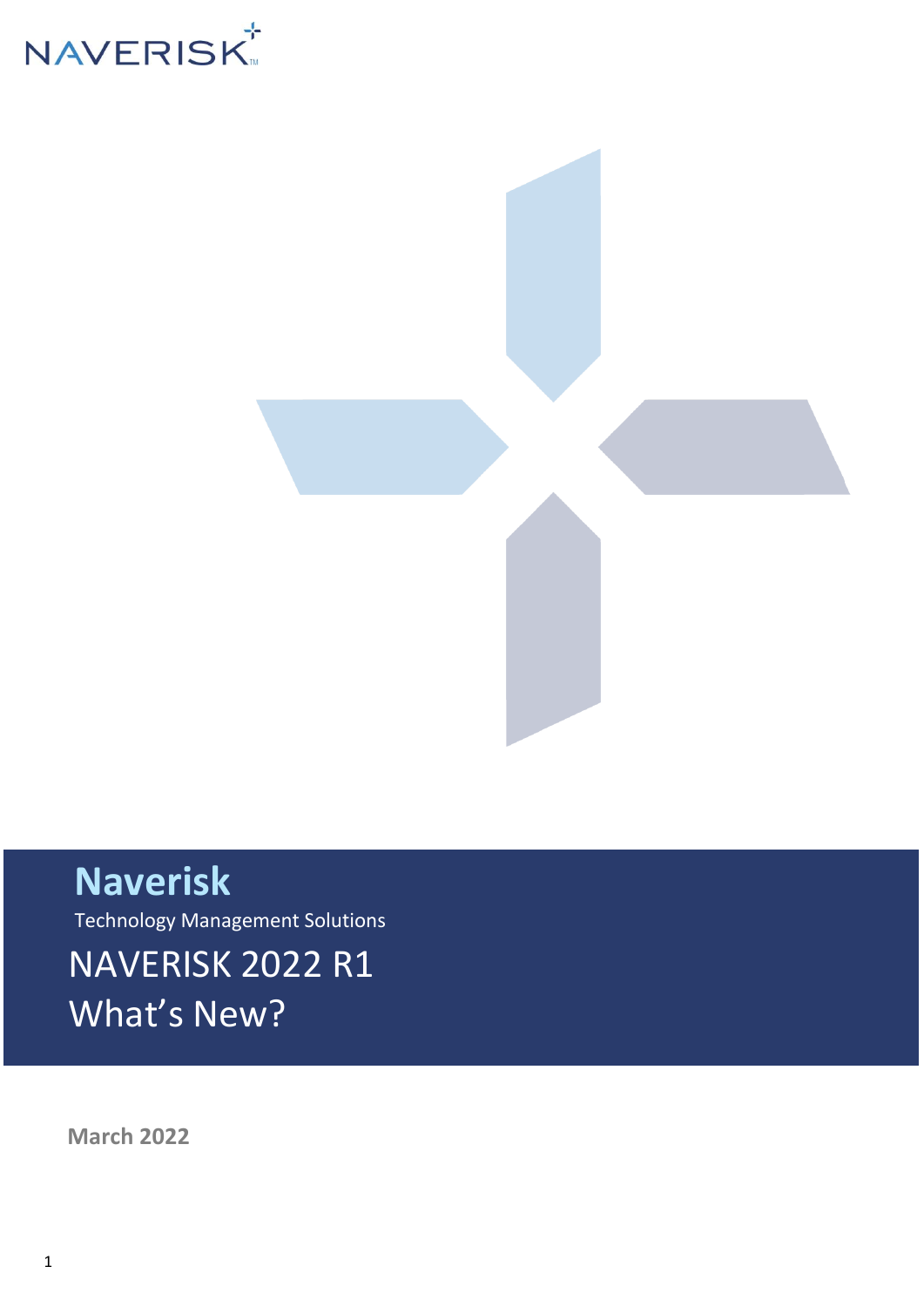NAVERISK

# Naverisk

Technology Management Solutions

## NAVERISK 2022 R1
## What's New?

**March 2022**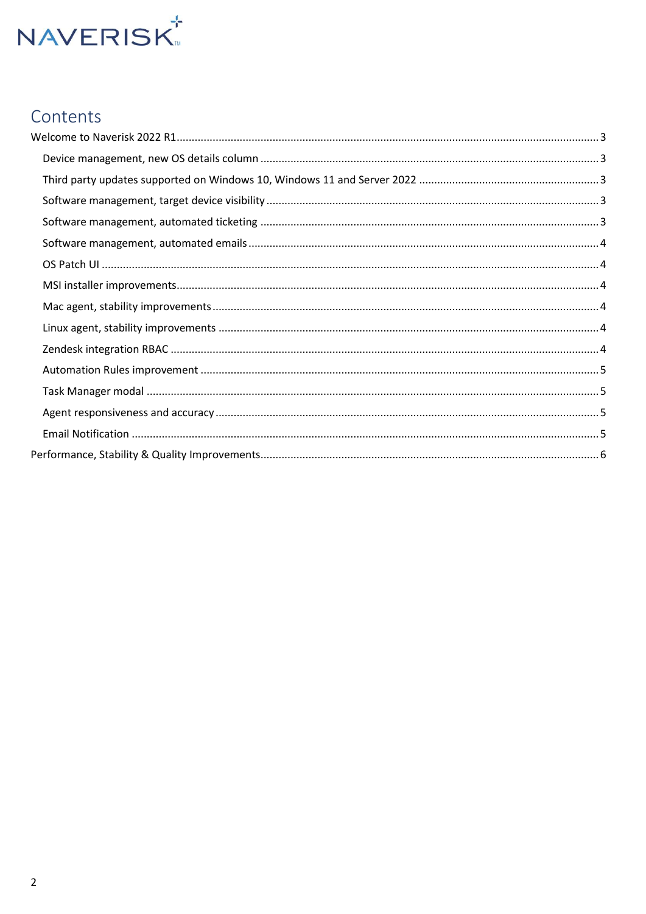# Contents

- Welcome to Naverisk 2022 R1 ..... 3
  - Device management, new OS details column ..... 3
  - Third party updates supported on Windows 10, Windows 11 and Server 2022 ..... 3
  - Software management, target device visibility ..... 3
  - Software management, automated ticketing ..... 3
  - Software management, automated emails ..... 4
  - OS Patch UI ..... 4
  - MSI installer improvements ..... 4
  - Mac agent, stability improvements ..... 4
  - Linux agent, stability improvements ..... 4
  - Zendesk integration RBAC ..... 4
  - Automation Rules improvement ..... 5
  - Task Manager modal ..... 5
  - Agent responsiveness and accuracy ..... 5
  - Email Notification ..... 5
- Performance, Stability & Quality Improvements ..... 6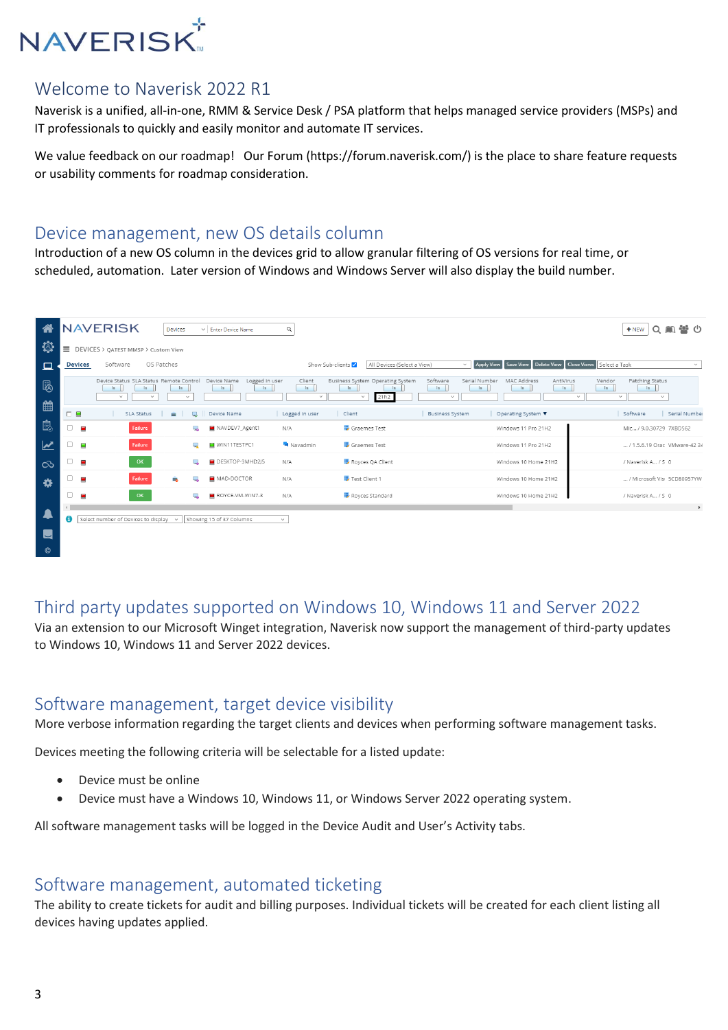# Welcome to Naverisk 2022 R1

Naverisk is a unified, all-in-one, RMM & Service Desk / PSA platform that helps managed service providers (MSPs) and IT professionals to quickly and easily monitor and automate IT services.

We value feedback on our roadmap! Our Forum (https://forum.naverisk.com/) is the place to share feature requests or usability comments for roadmap consideration.

## Device management, new OS details column

Introduction of a new OS column in the devices grid to allow granular filtering of OS versions for real time, or scheduled, automation. Later version of Windows and Windows Server will also display the build number.

## Third party updates supported on Windows 10, Windows 11 and Server 2022

Via an extension to our Microsoft Winget integration, Naverisk now support the management of third-party updates to Windows 10, Windows 11 and Server 2022 devices.

## Software management, target device visibility

More verbose information regarding the target clients and devices when performing software management tasks.

Devices meeting the following criteria will be selectable for a listed update:

- Device must be online
- Device must have a Windows 10, Windows 11, or Windows Server 2022 operating system.

All software management tasks will be logged in the Device Audit and User's Activity tabs.

## Software management, automated ticketing

The ability to create tickets for audit and billing purposes. Individual tickets will be created for each client listing all devices having updates applied.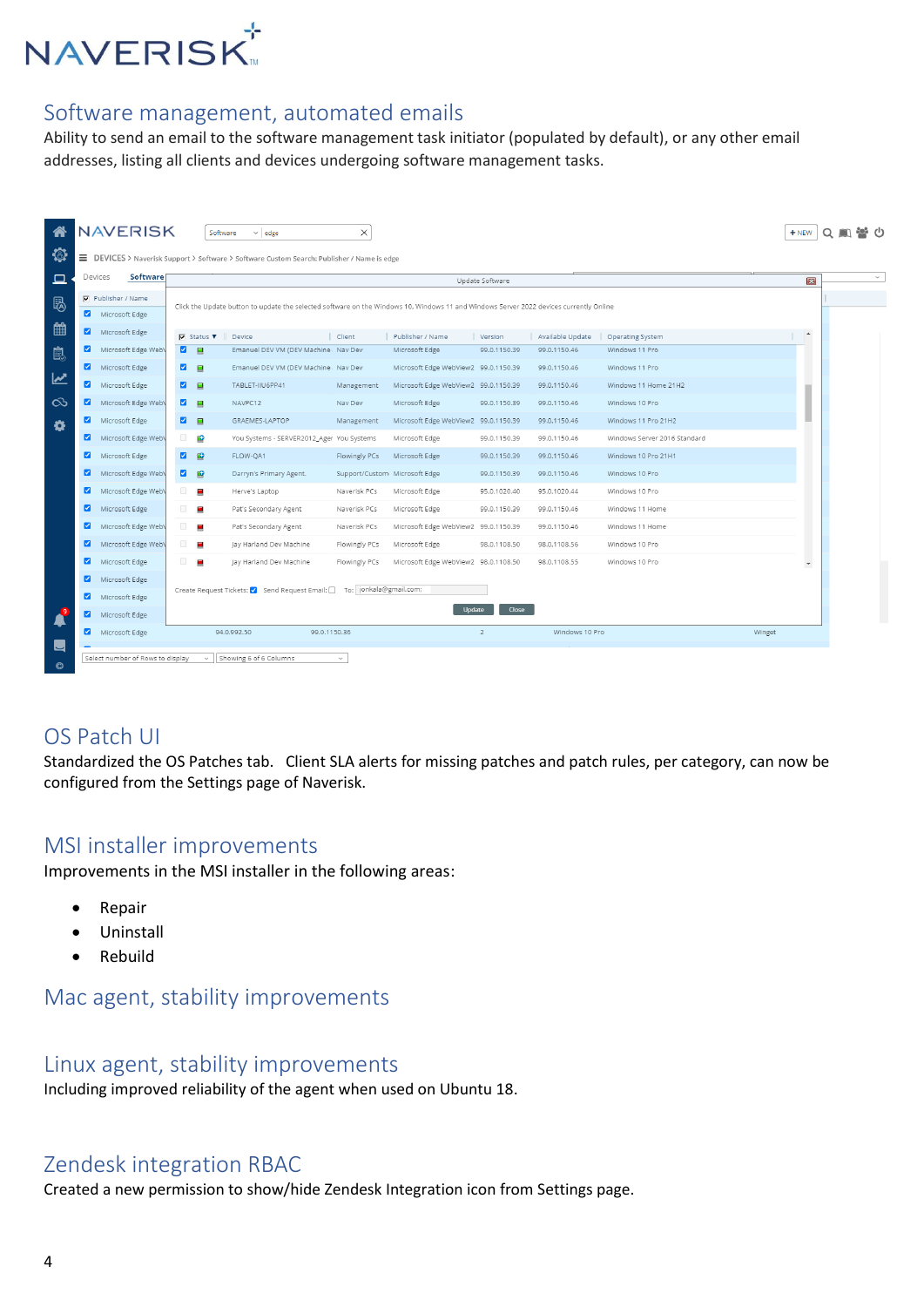## Software management, automated emails

Ability to send an email to the software management task initiator (populated by default), or any other email addresses, listing all clients and devices undergoing software management tasks.

## OS Patch UI

Standardized the OS Patches tab. Client SLA alerts for missing patches and patch rules, per category, can now be configured from the Settings page of Naverisk.

## MSI installer improvements

Improvements in the MSI installer in the following areas:

- Repair
- Uninstall
- Rebuild

## Mac agent, stability improvements

## Linux agent, stability improvements

Including improved reliability of the agent when used on Ubuntu 18.

## Zendesk integration RBAC

Created a new permission to show/hide Zendesk Integration icon from Settings page.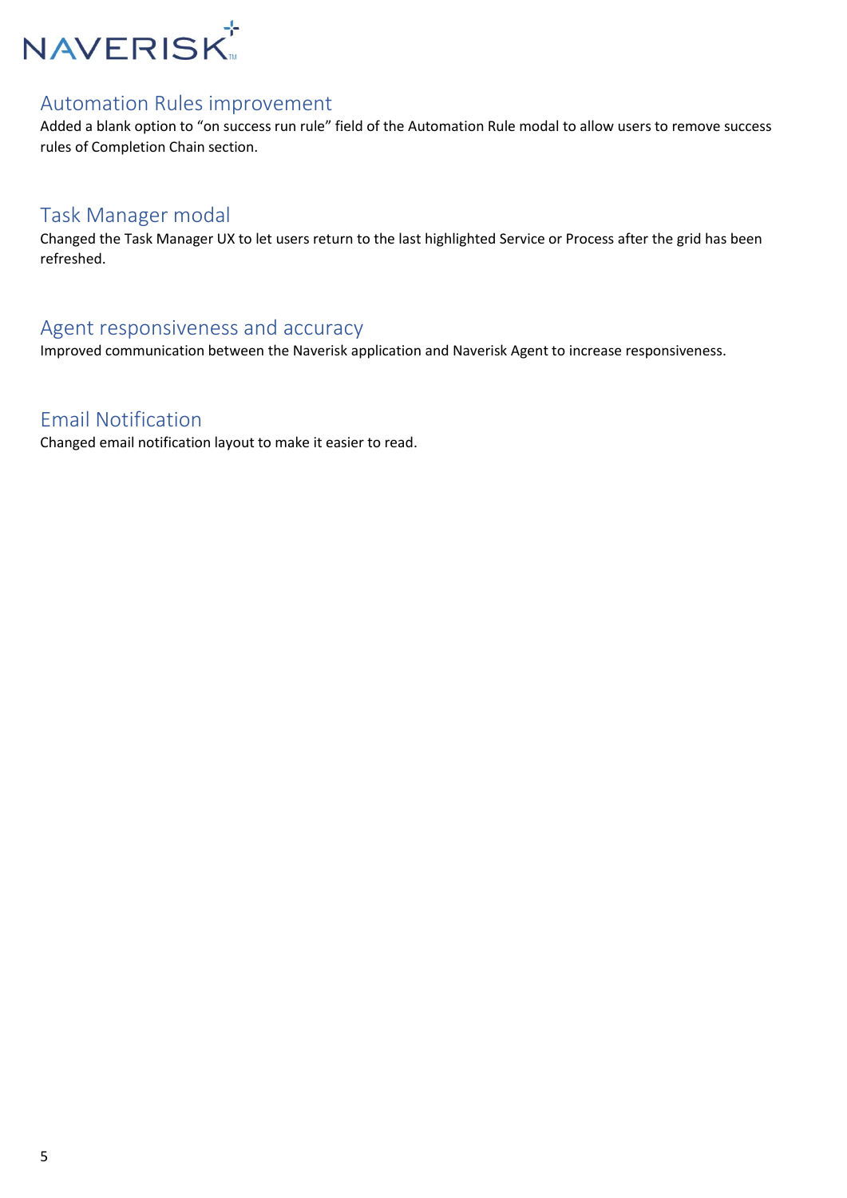## Automation Rules improvement

Added a blank option to "on success run rule" field of the Automation Rule modal to allow users to remove success rules of Completion Chain section.

## Task Manager modal

Changed the Task Manager UX to let users return to the last highlighted Service or Process after the grid has been refreshed.

## Agent responsiveness and accuracy

Improved communication between the Naverisk application and Naverisk Agent to increase responsiveness.

## Email Notification

Changed email notification layout to make it easier to read.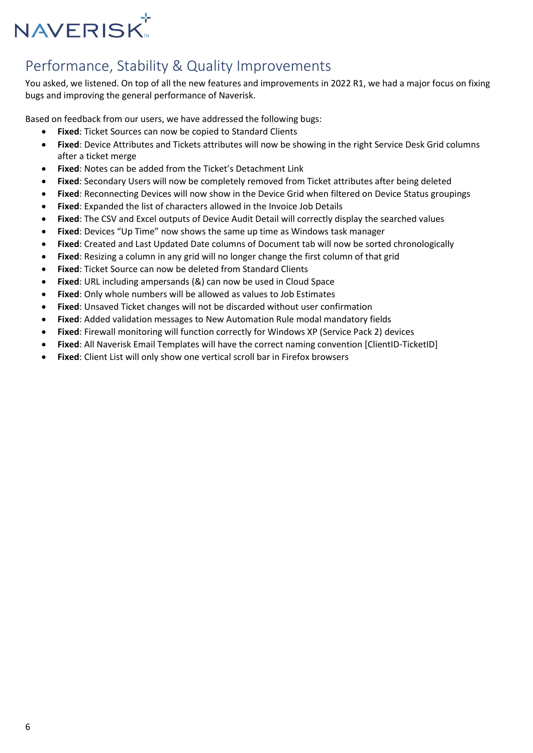# Performance, Stability & Quality Improvements

You asked, we listened. On top of all the new features and improvements in 2022 R1, we had a major focus on fixing bugs and improving the general performance of Naverisk.

Based on feedback from our users, we have addressed the following bugs:

- **Fixed**: Ticket Sources can now be copied to Standard Clients
- **Fixed**: Device Attributes and Tickets attributes will now be showing in the right Service Desk Grid columns after a ticket merge
- **Fixed**: Notes can be added from the Ticket's Detachment Link
- **Fixed**: Secondary Users will now be completely removed from Ticket attributes after being deleted
- **Fixed**: Reconnecting Devices will now show in the Device Grid when filtered on Device Status groupings
- **Fixed**: Expanded the list of characters allowed in the Invoice Job Details
- **Fixed**: The CSV and Excel outputs of Device Audit Detail will correctly display the searched values
- **Fixed**: Devices "Up Time" now shows the same up time as Windows task manager
- **Fixed**: Created and Last Updated Date columns of Document tab will now be sorted chronologically
- **Fixed**: Resizing a column in any grid will no longer change the first column of that grid
- **Fixed**: Ticket Source can now be deleted from Standard Clients
- **Fixed**: URL including ampersands (&) can now be used in Cloud Space
- **Fixed**: Only whole numbers will be allowed as values to Job Estimates
- **Fixed**: Unsaved Ticket changes will not be discarded without user confirmation
- **Fixed**: Added validation messages to New Automation Rule modal mandatory fields
- **Fixed**: Firewall monitoring will function correctly for Windows XP (Service Pack 2) devices
- **Fixed**: All Naverisk Email Templates will have the correct naming convention [ClientID-TicketID]
- **Fixed**: Client List will only show one vertical scroll bar in Firefox browsers